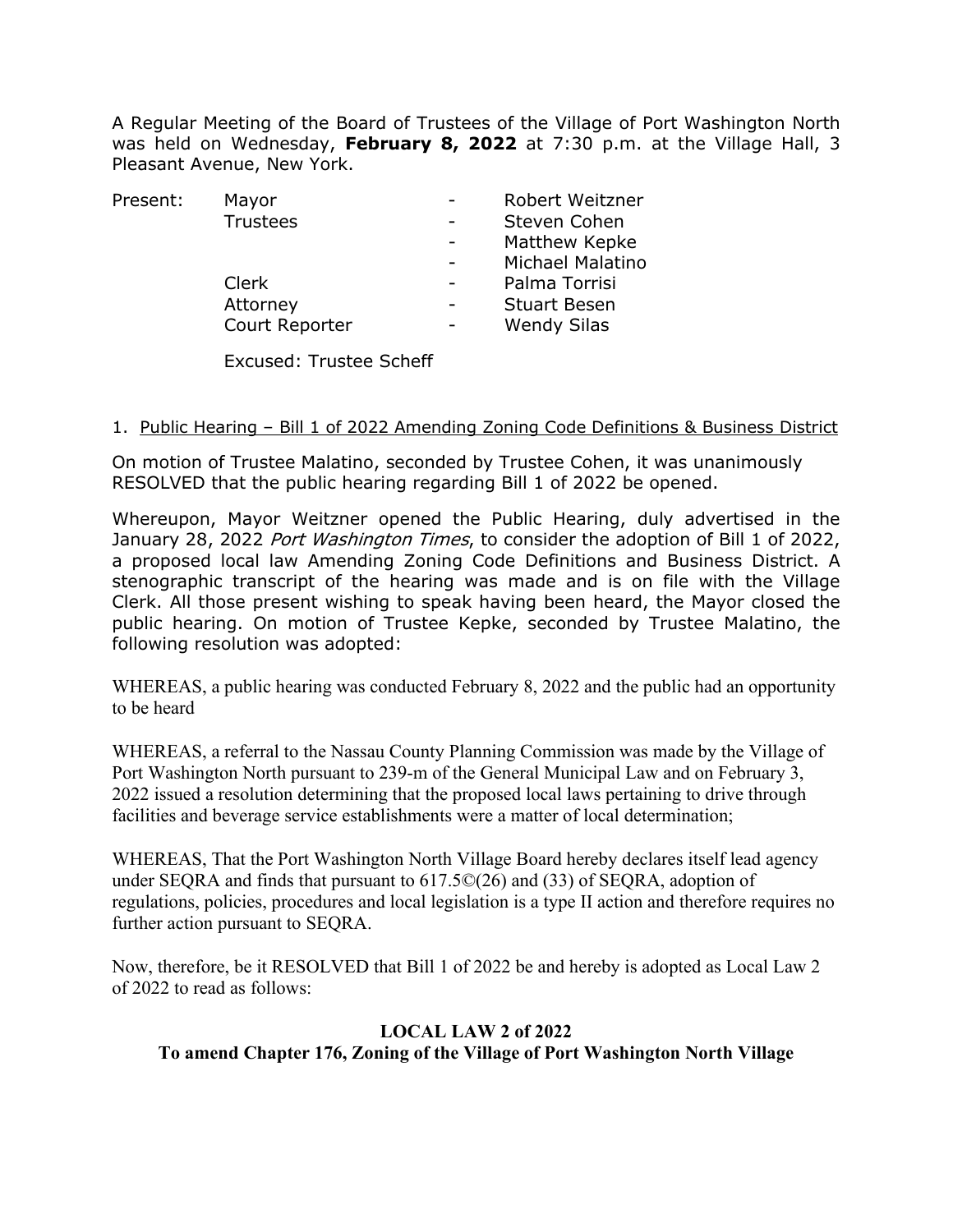A Regular Meeting of the Board of Trustees of the Village of Port Washington North was held on Wednesday, **February 8, 2022** at 7:30 p.m. at the Village Hall, 3 Pleasant Avenue, New York.

| Present: | Mayor | - | Robert Weitzner |
|---|---|---|---|
| | Trustees | - | Steven Cohen |
| | | - | Matthew Kepke |
| | | - | Michael Malatino |
| | Clerk | - | Palma Torrisi |
| | Attorney | - | Stuart Besen |
| | Court Reporter | - | Wendy Silas |

Excused: Trustee Scheff

1. Public Hearing – Bill 1 of 2022 Amending Zoning Code Definitions & Business District

On motion of Trustee Malatino, seconded by Trustee Cohen, it was unanimously RESOLVED that the public hearing regarding Bill 1 of 2022 be opened.

Whereupon, Mayor Weitzner opened the Public Hearing, duly advertised in the January 28, 2022 *Port Washington Times*, to consider the adoption of Bill 1 of 2022, a proposed local law Amending Zoning Code Definitions and Business District. A stenographic transcript of the hearing was made and is on file with the Village Clerk. All those present wishing to speak having been heard, the Mayor closed the public hearing. On motion of Trustee Kepke, seconded by Trustee Malatino, the following resolution was adopted:

WHEREAS, a public hearing was conducted February 8, 2022 and the public had an opportunity to be heard

WHEREAS, a referral to the Nassau County Planning Commission was made by the Village of Port Washington North pursuant to 239-m of the General Municipal Law and on February 3, 2022 issued a resolution determining that the proposed local laws pertaining to drive through facilities and beverage service establishments were a matter of local determination;

WHEREAS, That the Port Washington North Village Board hereby declares itself lead agency under SEQRA and finds that pursuant to 617.5©(26) and (33) of SEQRA, adoption of regulations, policies, procedures and local legislation is a type II action and therefore requires no further action pursuant to SEQRA.

Now, therefore, be it RESOLVED that Bill 1 of 2022 be and hereby is adopted as Local Law 2 of 2022 to read as follows:

**LOCAL LAW 2 of 2022**
**To amend Chapter 176, Zoning of the Village of Port Washington North Village**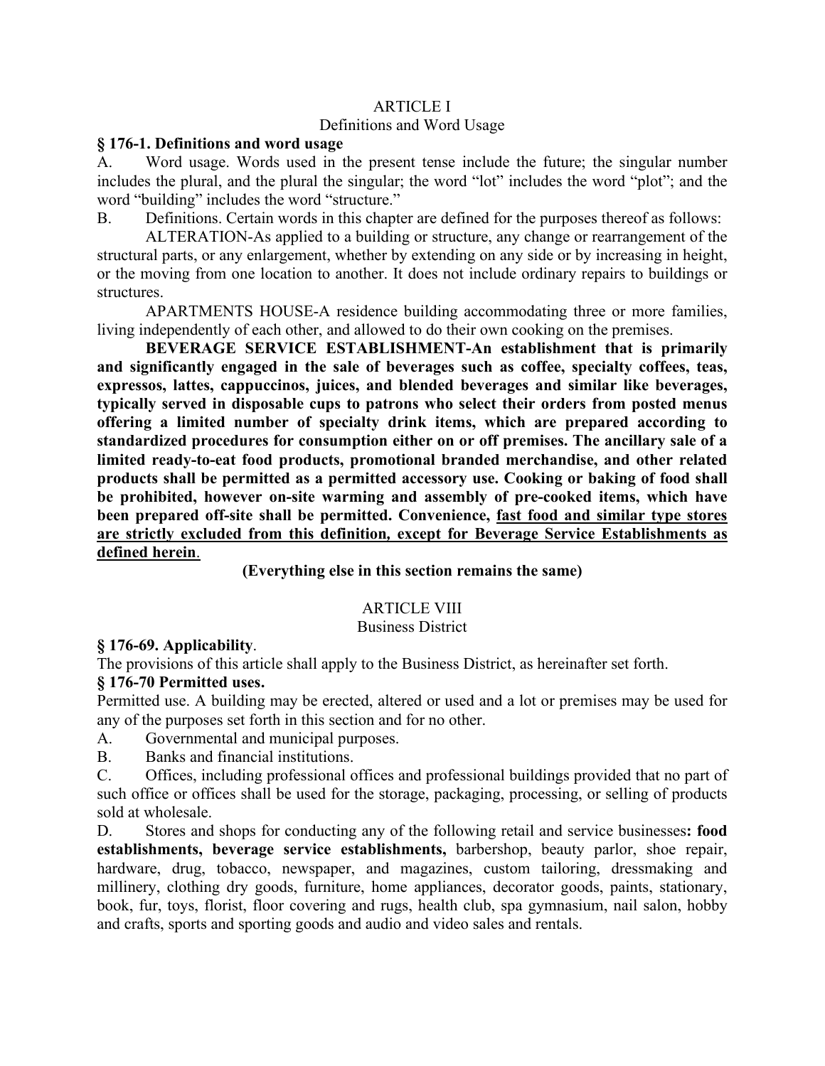ARTICLE I

Definitions and Word Usage

**§ 176-1. Definitions and word usage**

A. Word usage. Words used in the present tense include the future; the singular number includes the plural, and the plural the singular; the word "lot" includes the word "plot"; and the word "building" includes the word "structure."

B. Definitions. Certain words in this chapter are defined for the purposes thereof as follows:

ALTERATION-As applied to a building or structure, any change or rearrangement of the structural parts, or any enlargement, whether by extending on any side or by increasing in height, or the moving from one location to another. It does not include ordinary repairs to buildings or structures.

APARTMENTS HOUSE-A residence building accommodating three or more families, living independently of each other, and allowed to do their own cooking on the premises.

**BEVERAGE SERVICE ESTABLISHMENT-An establishment that is primarily and significantly engaged in the sale of beverages such as coffee, specialty coffees, teas, expressos, lattes, cappuccinos, juices, and blended beverages and similar like beverages, typically served in disposable cups to patrons who select their orders from posted menus offering a limited number of specialty drink items, which are prepared according to standardized procedures for consumption either on or off premises. The ancillary sale of a limited ready-to-eat food products, promotional branded merchandise, and other related products shall be permitted as a permitted accessory use. Cooking or baking of food shall be prohibited, however on-site warming and assembly of pre-cooked items, which have been prepared off-site shall be permitted. Convenience, <u>fast food and similar type stores are strictly excluded from this definition, except for Beverage Service Establishments as defined herein</u>.**

**(Everything else in this section remains the same)**

ARTICLE VIII

Business District

**§ 176-69. Applicability**.

The provisions of this article shall apply to the Business District, as hereinafter set forth.

**§ 176-70 Permitted uses.**

Permitted use. A building may be erected, altered or used and a lot or premises may be used for any of the purposes set forth in this section and for no other.

A. Governmental and municipal purposes.

B. Banks and financial institutions.

C. Offices, including professional offices and professional buildings provided that no part of such office or offices shall be used for the storage, packaging, processing, or selling of products sold at wholesale.

D. Stores and shops for conducting any of the following retail and service businesses**: food establishments, beverage service establishments,** barbershop, beauty parlor, shoe repair, hardware, drug, tobacco, newspaper, and magazines, custom tailoring, dressmaking and millinery, clothing dry goods, furniture, home appliances, decorator goods, paints, stationary, book, fur, toys, florist, floor covering and rugs, health club, spa gymnasium, nail salon, hobby and crafts, sports and sporting goods and audio and video sales and rentals.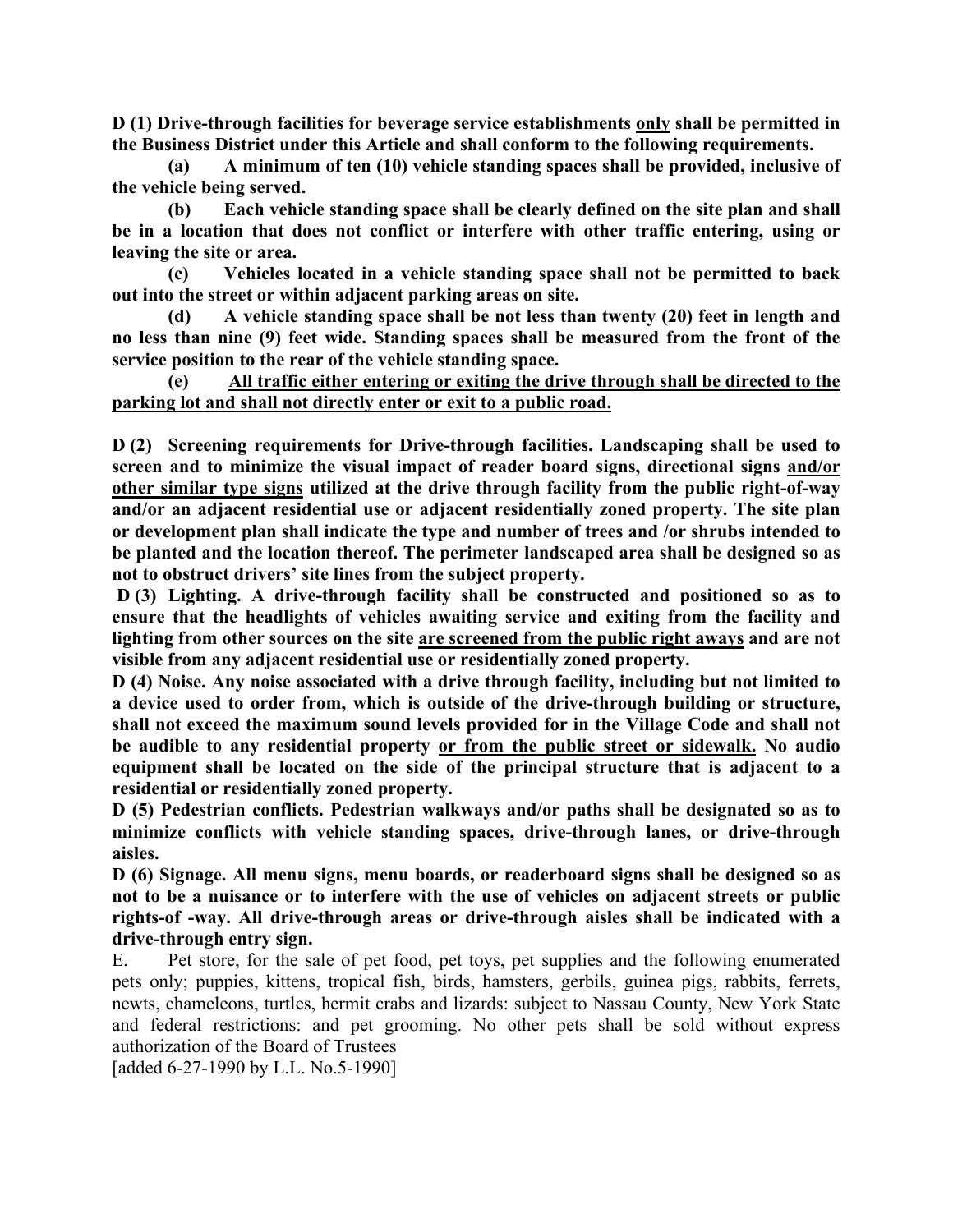**D (1) Drive-through facilities for beverage service establishments <u>only</u> shall be permitted in the Business District under this Article and shall conform to the following requirements.**

**(a) A minimum of ten (10) vehicle standing spaces shall be provided, inclusive of the vehicle being served.**

**(b) Each vehicle standing space shall be clearly defined on the site plan and shall be in a location that does not conflict or interfere with other traffic entering, using or leaving the site or area.**

**(c) Vehicles located in a vehicle standing space shall not be permitted to back out into the street or within adjacent parking areas on site.**

**(d) A vehicle standing space shall be not less than twenty (20) feet in length and no less than nine (9) feet wide. Standing spaces shall be measured from the front of the service position to the rear of the vehicle standing space.**

**(e) <u>All traffic either entering or exiting the drive through shall be directed to the parking lot and shall not directly enter or exit to a public road.</u>**

**D (2) Screening requirements for Drive-through facilities. Landscaping shall be used to screen and to minimize the visual impact of reader board signs, directional signs <u>and/or other similar type signs</u> utilized at the drive through facility from the public right-of-way and/or an adjacent residential use or adjacent residentially zoned property. The site plan or development plan shall indicate the type and number of trees and /or shrubs intended to be planted and the location thereof. The perimeter landscaped area shall be designed so as not to obstruct drivers' site lines from the subject property.**

**D (3) Lighting. A drive-through facility shall be constructed and positioned so as to ensure that the headlights of vehicles awaiting service and exiting from the facility and lighting from other sources on the site <u>are screened from the public right aways</u> and are not visible from any adjacent residential use or residentially zoned property.**

**D (4) Noise. Any noise associated with a drive through facility, including but not limited to a device used to order from, which is outside of the drive-through building or structure, shall not exceed the maximum sound levels provided for in the Village Code and shall not be audible to any residential property <u>or from the public street or sidewalk.</u> No audio equipment shall be located on the side of the principal structure that is adjacent to a residential or residentially zoned property.**

**D (5) Pedestrian conflicts. Pedestrian walkways and/or paths shall be designated so as to minimize conflicts with vehicle standing spaces, drive-through lanes, or drive-through aisles.**

**D (6) Signage. All menu signs, menu boards, or readerboard signs shall be designed so as not to be a nuisance or to interfere with the use of vehicles on adjacent streets or public rights-of -way. All drive-through areas or drive-through aisles shall be indicated with a drive-through entry sign.**

E. Pet store, for the sale of pet food, pet toys, pet supplies and the following enumerated pets only; puppies, kittens, tropical fish, birds, hamsters, gerbils, guinea pigs, rabbits, ferrets, newts, chameleons, turtles, hermit crabs and lizards: subject to Nassau County, New York State and federal restrictions: and pet grooming. No other pets shall be sold without express authorization of the Board of Trustees

[added 6-27-1990 by L.L. No.5-1990]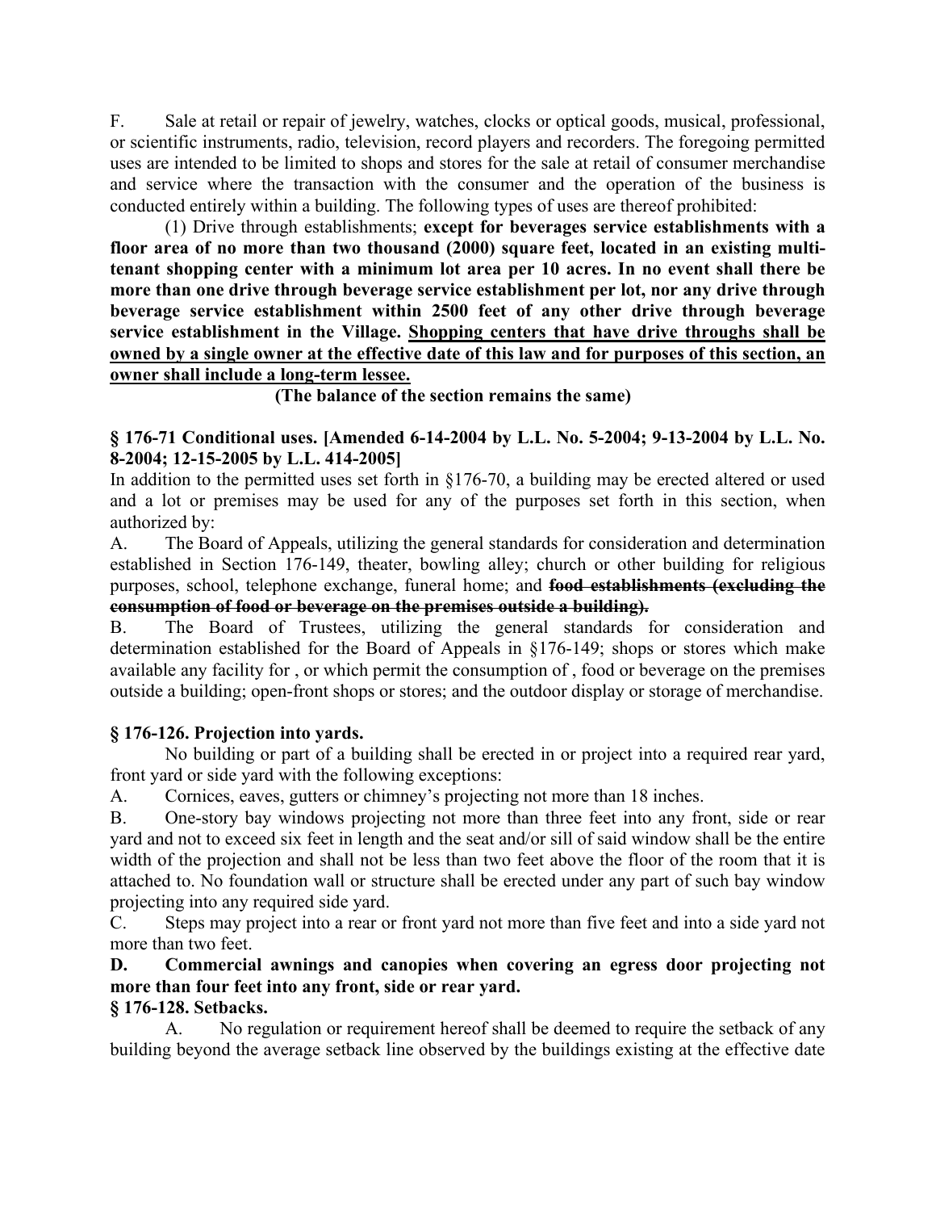F. Sale at retail or repair of jewelry, watches, clocks or optical goods, musical, professional, or scientific instruments, radio, television, record players and recorders. The foregoing permitted uses are intended to be limited to shops and stores for the sale at retail of consumer merchandise and service where the transaction with the consumer and the operation of the business is conducted entirely within a building. The following types of uses are thereof prohibited:

(1) Drive through establishments; **except for beverages service establishments with a floor area of no more than two thousand (2000) square feet, located in an existing multi-tenant shopping center with a minimum lot area per 10 acres. In no event shall there be more than one drive through beverage service establishment per lot, nor any drive through beverage service establishment within 2500 feet of any other drive through beverage service establishment in the Village. <u>Shopping centers that have drive throughs shall be owned by a single owner at the effective date of this law and for purposes of this section, an owner shall include a long-term lessee.</u>**

**(The balance of the section remains the same)**

### § 176-71 Conditional uses. [Amended 6-14-2004 by L.L. No. 5-2004; 9-13-2004 by L.L. No. 8-2004; 12-15-2005 by L.L. 414-2005]

In addition to the permitted uses set forth in §176-70, a building may be erected altered or used and a lot or premises may be used for any of the purposes set forth in this section, when authorized by:

A. The Board of Appeals, utilizing the general standards for consideration and determination established in Section 176-149, theater, bowling alley; church or other building for religious purposes, school, telephone exchange, funeral home; and ~~**food establishments (excluding the consumption of food or beverage on the premises outside a building).**~~

B. The Board of Trustees, utilizing the general standards for consideration and determination established for the Board of Appeals in §176-149; shops or stores which make available any facility for , or which permit the consumption of , food or beverage on the premises outside a building; open-front shops or stores; and the outdoor display or storage of merchandise.

### § 176-126. Projection into yards.

No building or part of a building shall be erected in or project into a required rear yard, front yard or side yard with the following exceptions:

A. Cornices, eaves, gutters or chimney's projecting not more than 18 inches.

B. One-story bay windows projecting not more than three feet into any front, side or rear yard and not to exceed six feet in length and the seat and/or sill of said window shall be the entire width of the projection and shall not be less than two feet above the floor of the room that it is attached to. No foundation wall or structure shall be erected under any part of such bay window projecting into any required side yard.

C. Steps may project into a rear or front yard not more than five feet and into a side yard not more than two feet.

**D. Commercial awnings and canopies when covering an egress door projecting not more than four feet into any front, side or rear yard.**

### § 176-128. Setbacks.

A. No regulation or requirement hereof shall be deemed to require the setback of any building beyond the average setback line observed by the buildings existing at the effective date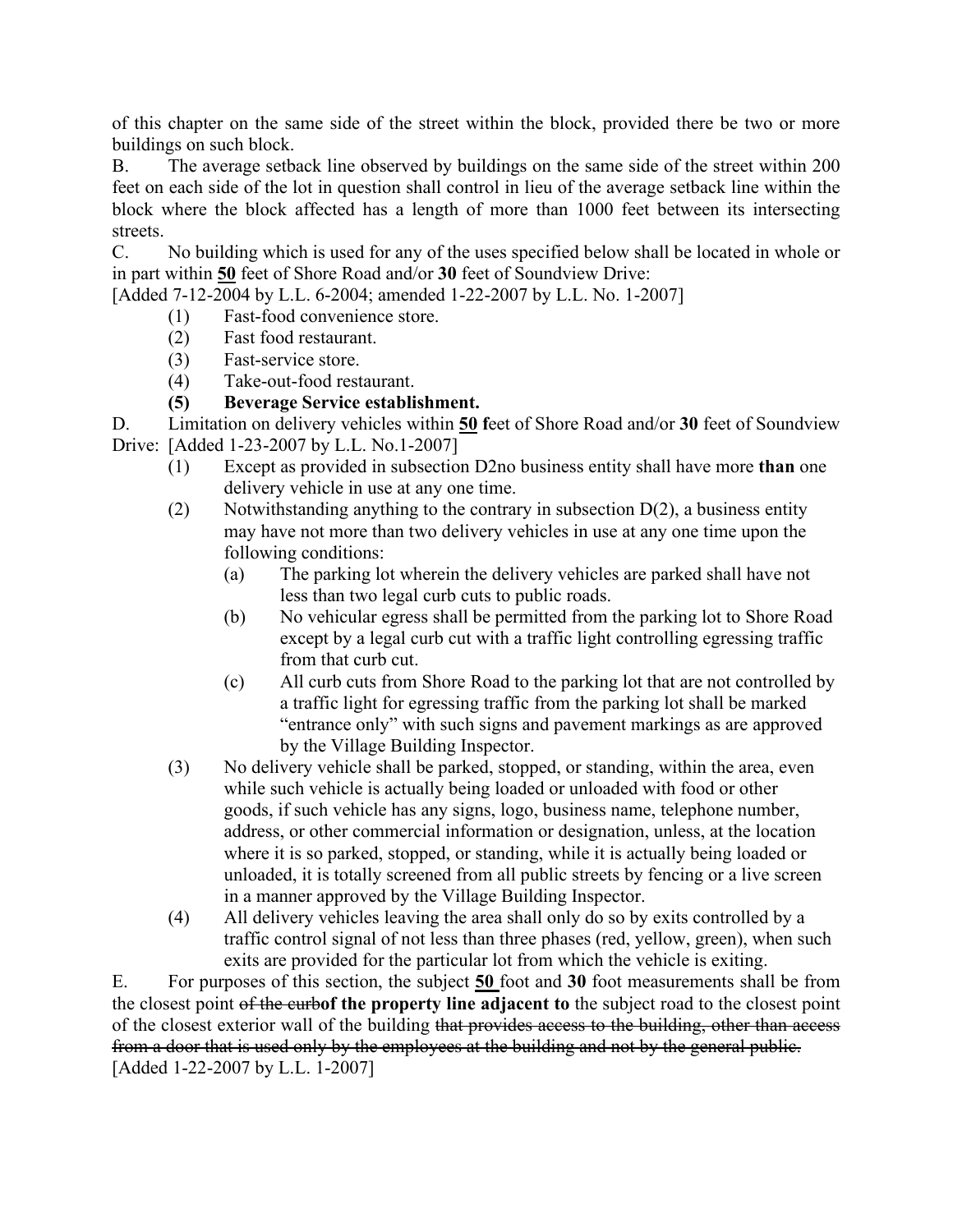of this chapter on the same side of the street within the block, provided there be two or more buildings on such block.

B. The average setback line observed by buildings on the same side of the street within 200 feet on each side of the lot in question shall control in lieu of the average setback line within the block where the block affected has a length of more than 1000 feet between its intersecting streets.

C. No building which is used for any of the uses specified below shall be located in whole or in part within **<u>50</u>** feet of Shore Road and/or **30** feet of Soundview Drive:
[Added 7-12-2004 by L.L. 6-2004; amended 1-22-2007 by L.L. No. 1-2007]

- (1) Fast-food convenience store.
- (2) Fast food restaurant.
- (3) Fast-service store.
- (4) Take-out-food restaurant.
- **(5) Beverage Service establishment.**

D. Limitation on delivery vehicles within **<u>50</u> f**eet of Shore Road and/or **30** feet of Soundview Drive: [Added 1-23-2007 by L.L. No.1-2007]

- (1) Except as provided in subsection D2no business entity shall have more **than** one delivery vehicle in use at any one time.
- (2) Notwithstanding anything to the contrary in subsection D(2), a business entity may have not more than two delivery vehicles in use at any one time upon the following conditions:
  - (a) The parking lot wherein the delivery vehicles are parked shall have not less than two legal curb cuts to public roads.
  - (b) No vehicular egress shall be permitted from the parking lot to Shore Road except by a legal curb cut with a traffic light controlling egressing traffic from that curb cut.
  - (c) All curb cuts from Shore Road to the parking lot that are not controlled by a traffic light for egressing traffic from the parking lot shall be marked "entrance only" with such signs and pavement markings as are approved by the Village Building Inspector.
- (3) No delivery vehicle shall be parked, stopped, or standing, within the area, even while such vehicle is actually being loaded or unloaded with food or other goods, if such vehicle has any signs, logo, business name, telephone number, address, or other commercial information or designation, unless, at the location where it is so parked, stopped, or standing, while it is actually being loaded or unloaded, it is totally screened from all public streets by fencing or a live screen in a manner approved by the Village Building Inspector.
- (4) All delivery vehicles leaving the area shall only do so by exits controlled by a traffic control signal of not less than three phases (red, yellow, green), when such exits are provided for the particular lot from which the vehicle is exiting.

E. For purposes of this section, the subject **<u>50</u>** foot and **30** foot measurements shall be from the closest point ~~of the curb~~**of the property line adjacent to** the subject road to the closest point of the closest exterior wall of the building ~~that provides access to the building, other than access from a door that is used only by the employees at the building and not by the general public.~~
[Added 1-22-2007 by L.L. 1-2007]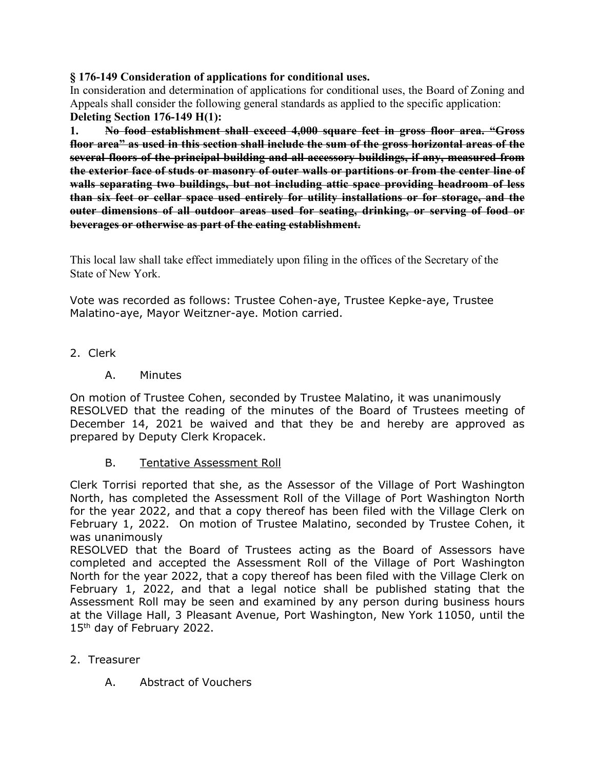**§ 176-149 Consideration of applications for conditional uses.**

In consideration and determination of applications for conditional uses, the Board of Zoning and Appeals shall consider the following general standards as applied to the specific application:

**Deleting Section 176-149 H(1):**

**1. ~~No food establishment shall exceed 4,000 square feet in gross floor area. "Gross floor area" as used in this section shall include the sum of the gross horizontal areas of the several floors of the principal building and all accessory buildings, if any, measured from the exterior face of studs or masonry of outer walls or partitions or from the center line of walls separating two buildings, but not including attic space providing headroom of less than six feet or cellar space used entirely for utility installations or for storage, and the outer dimensions of all outdoor areas used for seating, drinking, or serving of food or beverages or otherwise as part of the eating establishment.~~**

This local law shall take effect immediately upon filing in the offices of the Secretary of the State of New York.

Vote was recorded as follows: Trustee Cohen-aye, Trustee Kepke-aye, Trustee Malatino-aye, Mayor Weitzner-aye. Motion carried.

2. Clerk

   A. Minutes

On motion of Trustee Cohen, seconded by Trustee Malatino, it was unanimously RESOLVED that the reading of the minutes of the Board of Trustees meeting of December 14, 2021 be waived and that they be and hereby are approved as prepared by Deputy Clerk Kropacek.

   B. <u>Tentative Assessment Roll</u>

Clerk Torrisi reported that she, as the Assessor of the Village of Port Washington North, has completed the Assessment Roll of the Village of Port Washington North for the year 2022, and that a copy thereof has been filed with the Village Clerk on February 1, 2022. On motion of Trustee Malatino, seconded by Trustee Cohen, it was unanimously

RESOLVED that the Board of Trustees acting as the Board of Assessors have completed and accepted the Assessment Roll of the Village of Port Washington North for the year 2022, that a copy thereof has been filed with the Village Clerk on February 1, 2022, and that a legal notice shall be published stating that the Assessment Roll may be seen and examined by any person during business hours at the Village Hall, 3 Pleasant Avenue, Port Washington, New York 11050, until the 15th day of February 2022.

2. Treasurer

   A. Abstract of Vouchers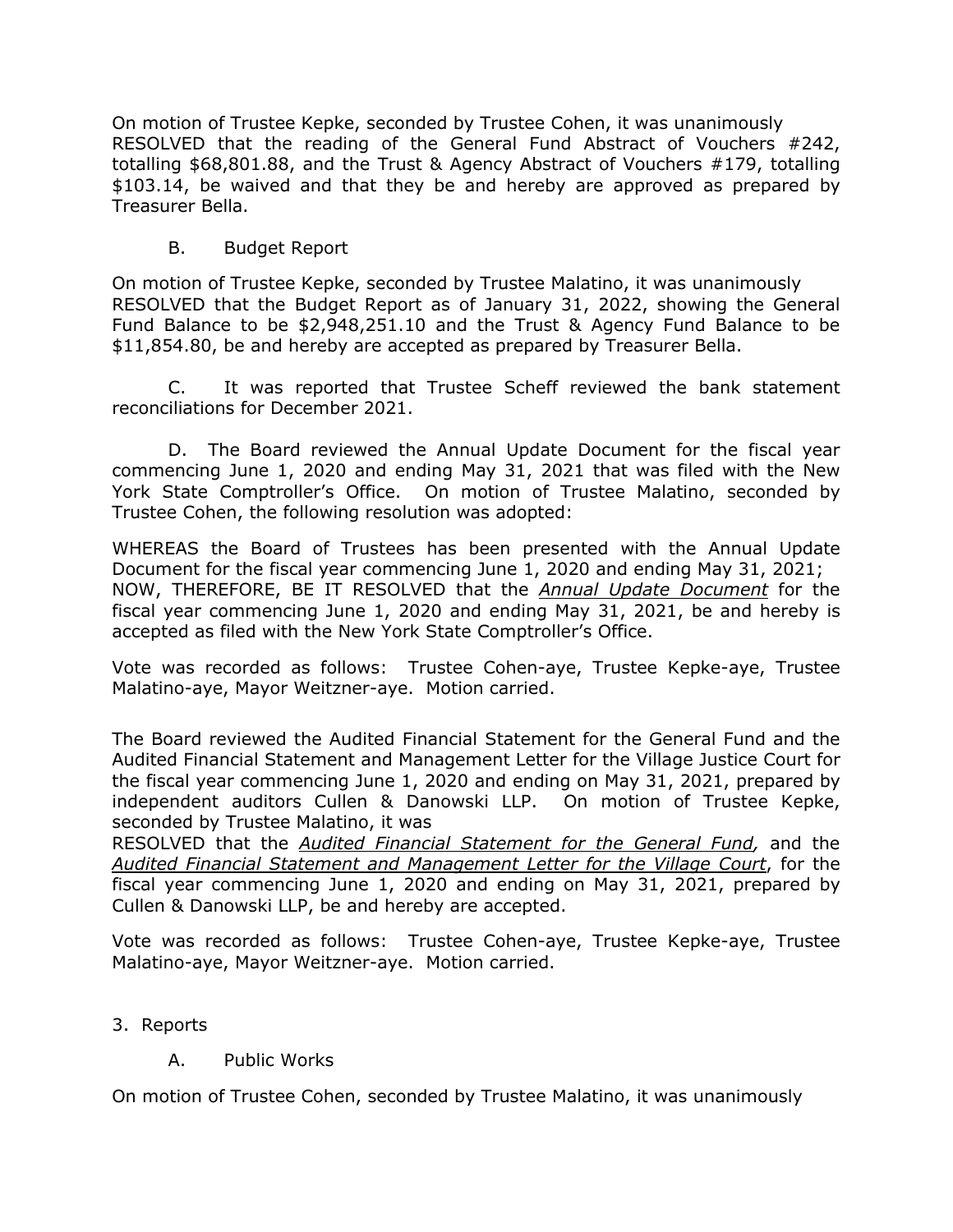On motion of Trustee Kepke, seconded by Trustee Cohen, it was unanimously RESOLVED that the reading of the General Fund Abstract of Vouchers #242, totalling $68,801.88, and the Trust & Agency Abstract of Vouchers #179, totalling $103.14, be waived and that they be and hereby are approved as prepared by Treasurer Bella.

B. Budget Report

On motion of Trustee Kepke, seconded by Trustee Malatino, it was unanimously RESOLVED that the Budget Report as of January 31, 2022, showing the General Fund Balance to be $2,948,251.10 and the Trust & Agency Fund Balance to be $11,854.80, be and hereby are accepted as prepared by Treasurer Bella.

C. It was reported that Trustee Scheff reviewed the bank statement reconciliations for December 2021.

D. The Board reviewed the Annual Update Document for the fiscal year commencing June 1, 2020 and ending May 31, 2021 that was filed with the New York State Comptroller's Office. On motion of Trustee Malatino, seconded by Trustee Cohen, the following resolution was adopted:

WHEREAS the Board of Trustees has been presented with the Annual Update Document for the fiscal year commencing June 1, 2020 and ending May 31, 2021;
NOW, THEREFORE, BE IT RESOLVED that the ***Annual Update Document*** for the fiscal year commencing June 1, 2020 and ending May 31, 2021, be and hereby is accepted as filed with the New York State Comptroller's Office.

Vote was recorded as follows: Trustee Cohen-aye, Trustee Kepke-aye, Trustee Malatino-aye, Mayor Weitzner-aye. Motion carried.

The Board reviewed the Audited Financial Statement for the General Fund and the Audited Financial Statement and Management Letter for the Village Justice Court for the fiscal year commencing June 1, 2020 and ending on May 31, 2021, prepared by independent auditors Cullen & Danowski LLP. On motion of Trustee Kepke, seconded by Trustee Malatino, it was
RESOLVED that the ***Audited Financial Statement for the General Fund,*** and the ***Audited Financial Statement and Management Letter for the Village Court***, for the fiscal year commencing June 1, 2020 and ending on May 31, 2021, prepared by Cullen & Danowski LLP, be and hereby are accepted.

Vote was recorded as follows: Trustee Cohen-aye, Trustee Kepke-aye, Trustee Malatino-aye, Mayor Weitzner-aye. Motion carried.

3. Reports

A. Public Works

On motion of Trustee Cohen, seconded by Trustee Malatino, it was unanimously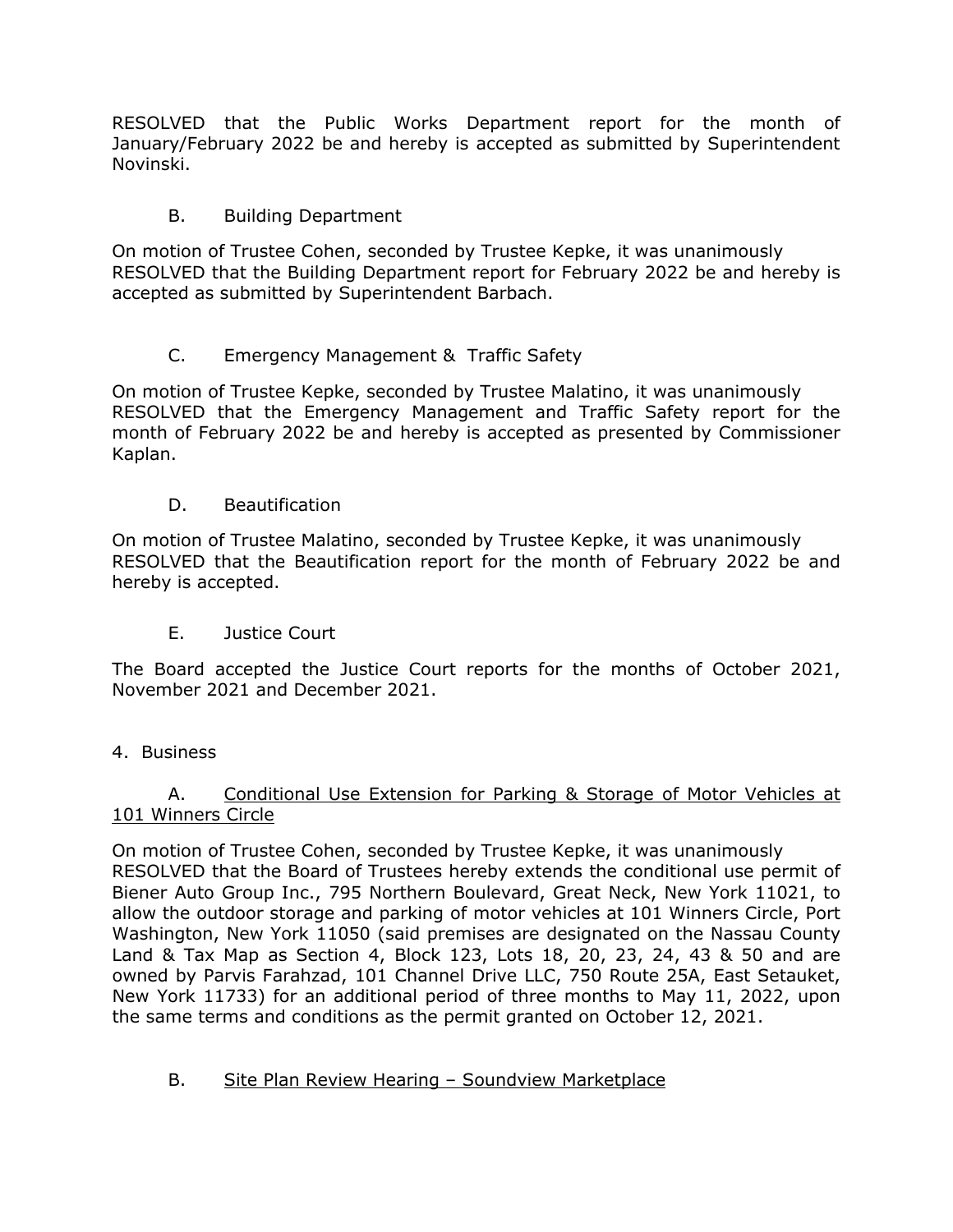RESOLVED that the Public Works Department report for the month of January/February 2022 be and hereby is accepted as submitted by Superintendent Novinski.

B. Building Department

On motion of Trustee Cohen, seconded by Trustee Kepke, it was unanimously RESOLVED that the Building Department report for February 2022 be and hereby is accepted as submitted by Superintendent Barbach.

C. Emergency Management & Traffic Safety

On motion of Trustee Kepke, seconded by Trustee Malatino, it was unanimously RESOLVED that the Emergency Management and Traffic Safety report for the month of February 2022 be and hereby is accepted as presented by Commissioner Kaplan.

D. Beautification

On motion of Trustee Malatino, seconded by Trustee Kepke, it was unanimously RESOLVED that the Beautification report for the month of February 2022 be and hereby is accepted.

E. Justice Court

The Board accepted the Justice Court reports for the months of October 2021, November 2021 and December 2021.

4. Business

A. <u>Conditional Use Extension for Parking & Storage of Motor Vehicles at 101 Winners Circle</u>

On motion of Trustee Cohen, seconded by Trustee Kepke, it was unanimously RESOLVED that the Board of Trustees hereby extends the conditional use permit of Biener Auto Group Inc., 795 Northern Boulevard, Great Neck, New York 11021, to allow the outdoor storage and parking of motor vehicles at 101 Winners Circle, Port Washington, New York 11050 (said premises are designated on the Nassau County Land & Tax Map as Section 4, Block 123, Lots 18, 20, 23, 24, 43 & 50 and are owned by Parvis Farahzad, 101 Channel Drive LLC, 750 Route 25A, East Setauket, New York 11733) for an additional period of three months to May 11, 2022, upon the same terms and conditions as the permit granted on October 12, 2021.

B. <u>Site Plan Review Hearing – Soundview Marketplace</u>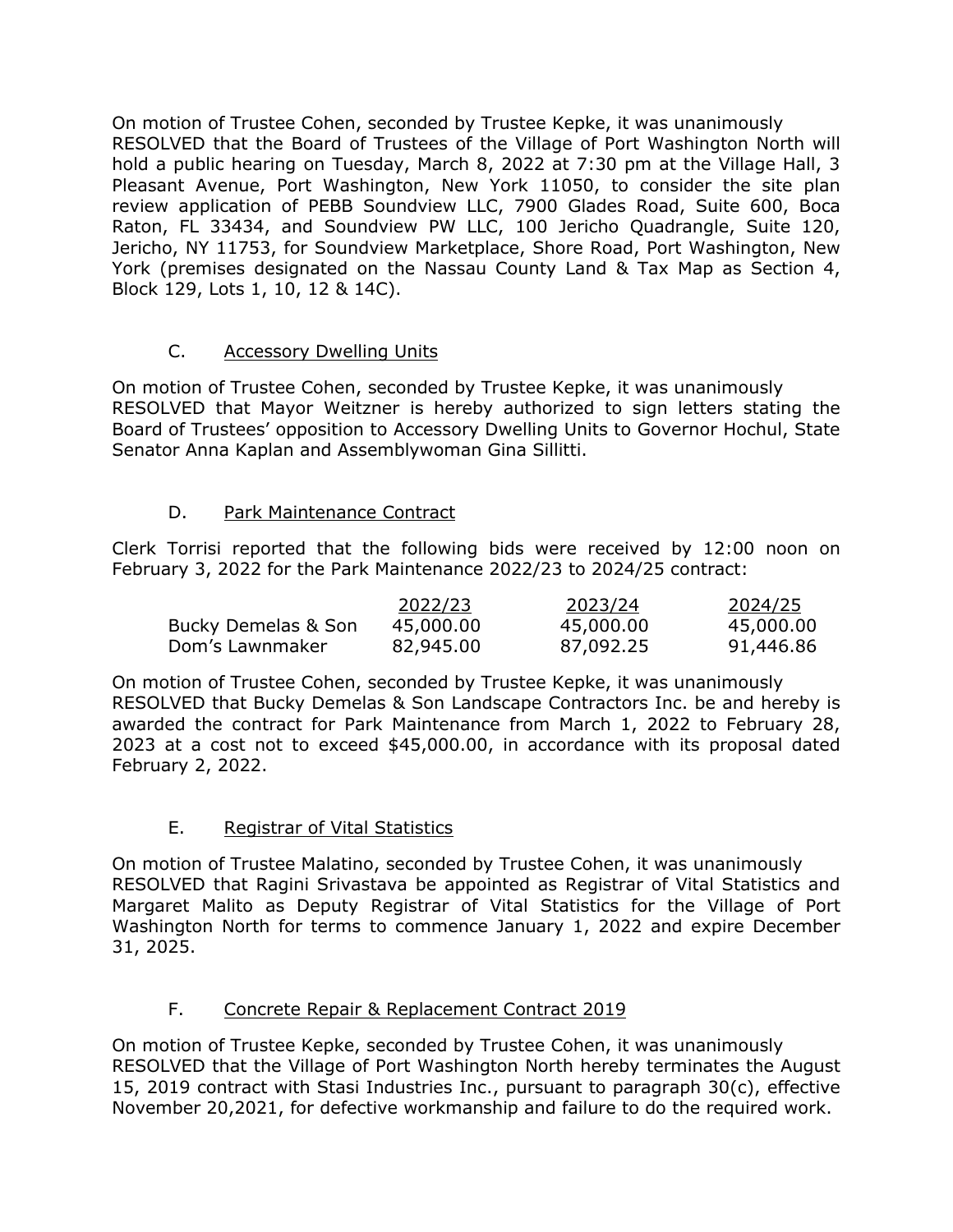On motion of Trustee Cohen, seconded by Trustee Kepke, it was unanimously RESOLVED that the Board of Trustees of the Village of Port Washington North will hold a public hearing on Tuesday, March 8, 2022 at 7:30 pm at the Village Hall, 3 Pleasant Avenue, Port Washington, New York 11050, to consider the site plan review application of PEBB Soundview LLC, 7900 Glades Road, Suite 600, Boca Raton, FL 33434, and Soundview PW LLC, 100 Jericho Quadrangle, Suite 120, Jericho, NY 11753, for Soundview Marketplace, Shore Road, Port Washington, New York (premises designated on the Nassau County Land & Tax Map as Section 4, Block 129, Lots 1, 10, 12 & 14C).

C. Accessory Dwelling Units

On motion of Trustee Cohen, seconded by Trustee Kepke, it was unanimously RESOLVED that Mayor Weitzner is hereby authorized to sign letters stating the Board of Trustees' opposition to Accessory Dwelling Units to Governor Hochul, State Senator Anna Kaplan and Assemblywoman Gina Sillitti.

D. Park Maintenance Contract

Clerk Torrisi reported that the following bids were received by 12:00 noon on February 3, 2022 for the Park Maintenance 2022/23 to 2024/25 contract:

| | 2022/23 | 2023/24 | 2024/25 |
|---|---|---|---|
| Bucky Demelas & Son | 45,000.00 | 45,000.00 | 45,000.00 |
| Dom's Lawnmaker | 82,945.00 | 87,092.25 | 91,446.86 |

On motion of Trustee Cohen, seconded by Trustee Kepke, it was unanimously RESOLVED that Bucky Demelas & Son Landscape Contractors Inc. be and hereby is awarded the contract for Park Maintenance from March 1, 2022 to February 28, 2023 at a cost not to exceed $45,000.00, in accordance with its proposal dated February 2, 2022.

E. Registrar of Vital Statistics

On motion of Trustee Malatino, seconded by Trustee Cohen, it was unanimously RESOLVED that Ragini Srivastava be appointed as Registrar of Vital Statistics and Margaret Malito as Deputy Registrar of Vital Statistics for the Village of Port Washington North for terms to commence January 1, 2022 and expire December 31, 2025.

F. Concrete Repair & Replacement Contract 2019

On motion of Trustee Kepke, seconded by Trustee Cohen, it was unanimously RESOLVED that the Village of Port Washington North hereby terminates the August 15, 2019 contract with Stasi Industries Inc., pursuant to paragraph 30(c), effective November 20,2021, for defective workmanship and failure to do the required work.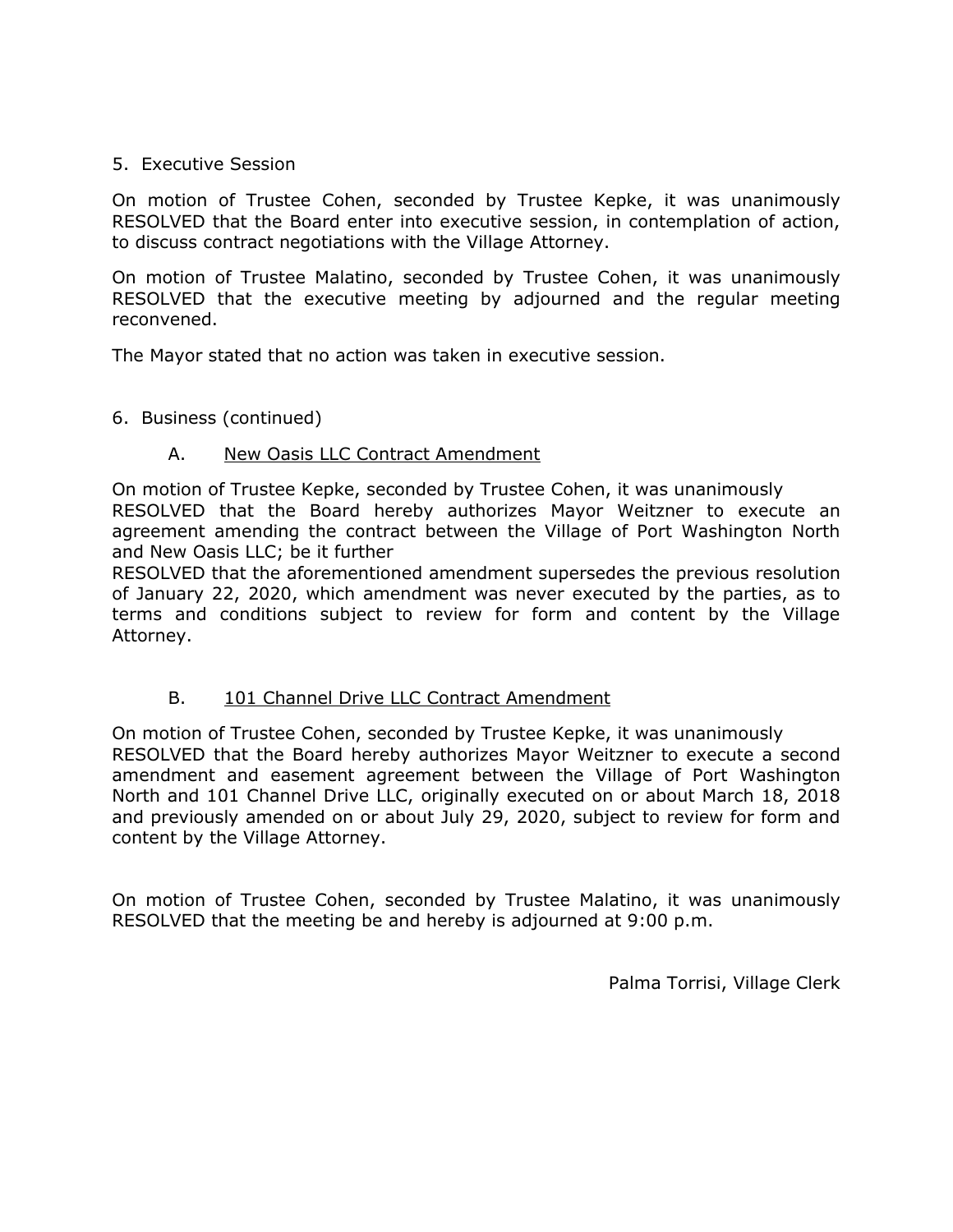5. Executive Session

On motion of Trustee Cohen, seconded by Trustee Kepke, it was unanimously RESOLVED that the Board enter into executive session, in contemplation of action, to discuss contract negotiations with the Village Attorney.

On motion of Trustee Malatino, seconded by Trustee Cohen, it was unanimously RESOLVED that the executive meeting by adjourned and the regular meeting reconvened.

The Mayor stated that no action was taken in executive session.

6. Business (continued)

A. <u>New Oasis LLC Contract Amendment</u>

On motion of Trustee Kepke, seconded by Trustee Cohen, it was unanimously
RESOLVED that the Board hereby authorizes Mayor Weitzner to execute an agreement amending the contract between the Village of Port Washington North and New Oasis LLC; be it further
RESOLVED that the aforementioned amendment supersedes the previous resolution of January 22, 2020, which amendment was never executed by the parties, as to terms and conditions subject to review for form and content by the Village Attorney.

B. <u>101 Channel Drive LLC Contract Amendment</u>

On motion of Trustee Cohen, seconded by Trustee Kepke, it was unanimously
RESOLVED that the Board hereby authorizes Mayor Weitzner to execute a second amendment and easement agreement between the Village of Port Washington North and 101 Channel Drive LLC, originally executed on or about March 18, 2018 and previously amended on or about July 29, 2020, subject to review for form and content by the Village Attorney.

On motion of Trustee Cohen, seconded by Trustee Malatino, it was unanimously RESOLVED that the meeting be and hereby is adjourned at 9:00 p.m.

Palma Torrisi, Village Clerk